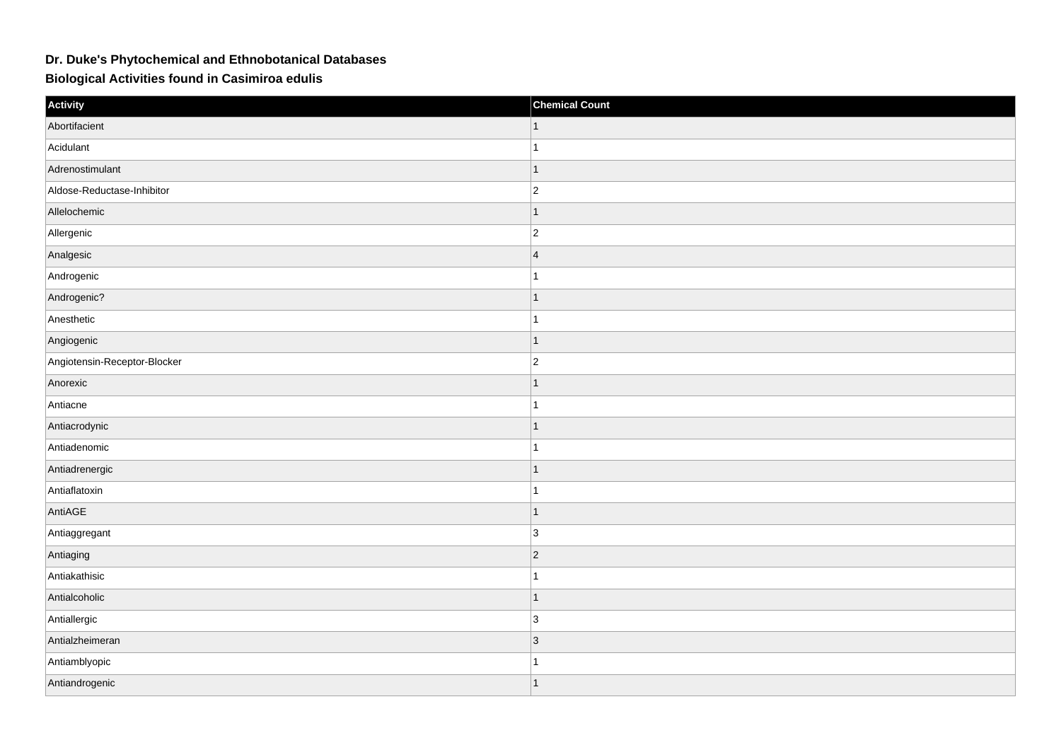**Dr. Duke's Phytochemical and Ethnobotanical Databases**

**Biological Activities found in Casimiroa edulis**

| Activity | Chemical Count |
| --- | --- |
| Abortifacient | 1 |
| Acidulant | 1 |
| Adrenostimulant | 1 |
| Aldose-Reductase-Inhibitor | 2 |
| Allelochemic | 1 |
| Allergenic | 2 |
| Analgesic | 4 |
| Androgenic | 1 |
| Androgenic? | 1 |
| Anesthetic | 1 |
| Angiogenic | 1 |
| Angiotensin-Receptor-Blocker | 2 |
| Anorexic | 1 |
| Antiacne | 1 |
| Antiacrodynic | 1 |
| Antiadenomic | 1 |
| Antiadrenergic | 1 |
| Antiaflatoxin | 1 |
| AntiAGE | 1 |
| Antiaggregant | 3 |
| Antiaging | 2 |
| Antiakathisic | 1 |
| Antialcoholic | 1 |
| Antiallergic | 3 |
| Antialzheimeran | 3 |
| Antiamblyopic | 1 |
| Antiandrogenic | 1 |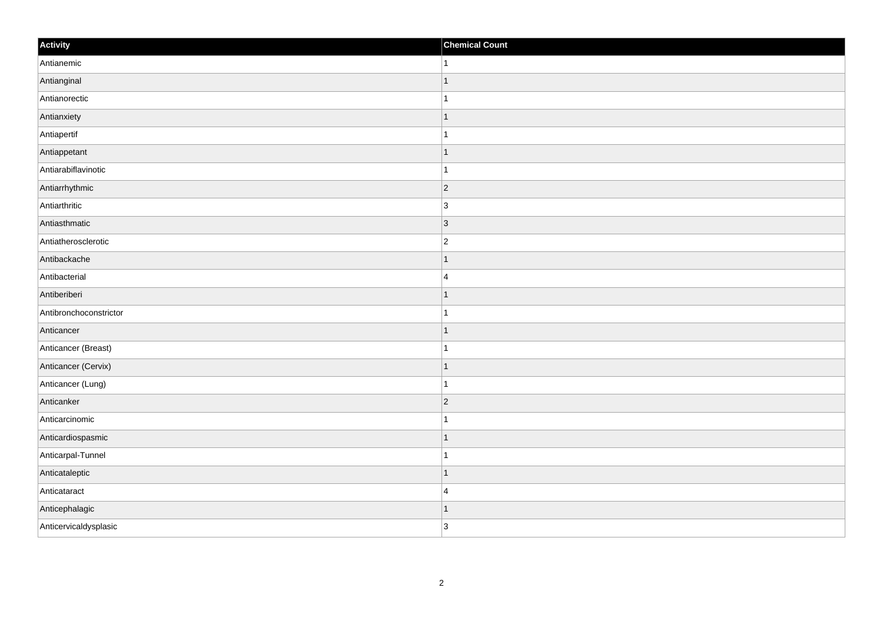| Activity | Chemical Count |
| --- | --- |
| Antianemic | 1 |
| Antianginal | 1 |
| Antianorectic | 1 |
| Antianxiety | 1 |
| Antiapertif | 1 |
| Antiappetant | 1 |
| Antiarabiflavinotic | 1 |
| Antiarrhythmic | 2 |
| Antiarthritic | 3 |
| Antiasthmatic | 3 |
| Antiatherosclerotic | 2 |
| Antibackache | 1 |
| Antibacterial | 4 |
| Antiberiberi | 1 |
| Antibronchoconstrictor | 1 |
| Anticancer | 1 |
| Anticancer (Breast) | 1 |
| Anticancer (Cervix) | 1 |
| Anticancer (Lung) | 1 |
| Anticanker | 2 |
| Anticarcinomic | 1 |
| Anticardiospasmic | 1 |
| Anticarpal-Tunnel | 1 |
| Anticataleptic | 1 |
| Anticataract | 4 |
| Anticephalagic | 1 |
| Anticervicaldysplasic | 3 |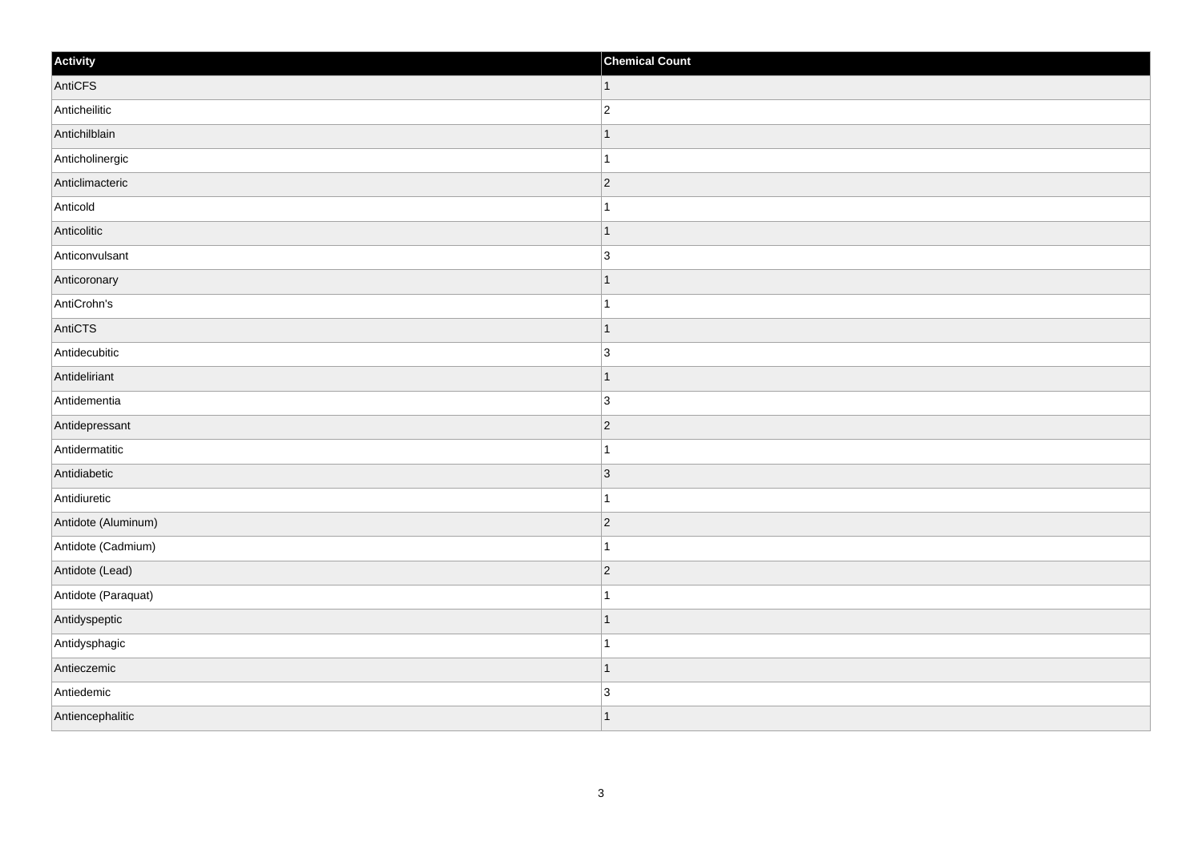| Activity | Chemical Count |
| --- | --- |
| AntiCFS | 1 |
| Anticheilitic | 2 |
| Antichilblain | 1 |
| Anticholinergic | 1 |
| Anticlimacteric | 2 |
| Anticold | 1 |
| Anticolitic | 1 |
| Anticonvulsant | 3 |
| Anticoronary | 1 |
| AntiCrohn's | 1 |
| AntiCTS | 1 |
| Antidecubitic | 3 |
| Antideliriant | 1 |
| Antidementia | 3 |
| Antidepressant | 2 |
| Antidermatitic | 1 |
| Antidiabetic | 3 |
| Antidiuretic | 1 |
| Antidote (Aluminum) | 2 |
| Antidote (Cadmium) | 1 |
| Antidote (Lead) | 2 |
| Antidote (Paraquat) | 1 |
| Antidyspeptic | 1 |
| Antidysphagic | 1 |
| Antieczemic | 1 |
| Antiedemic | 3 |
| Antiencephalitic | 1 |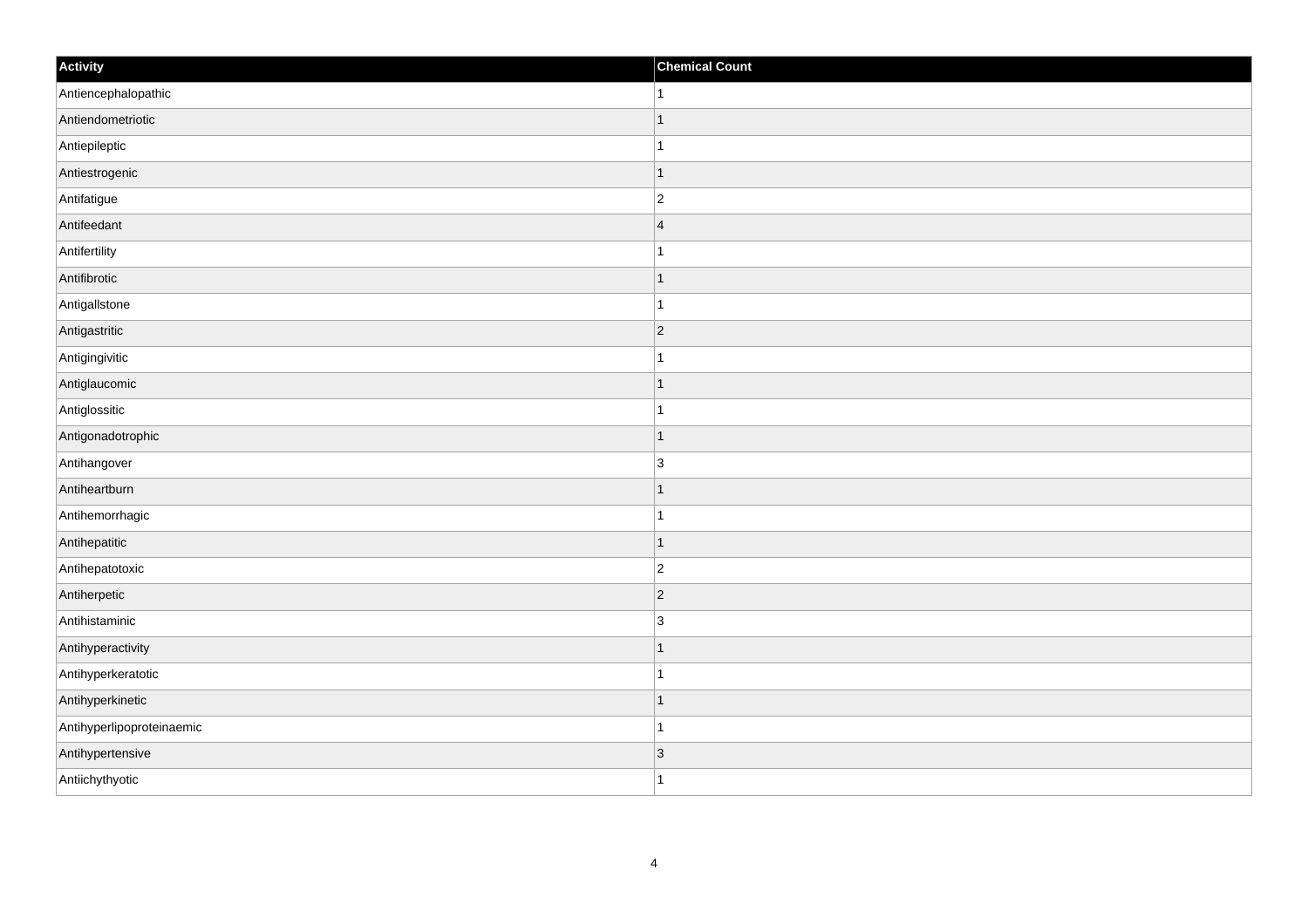| Activity | Chemical Count |
| --- | --- |
| Antiencephalopathic | 1 |
| Antiendometriotic | 1 |
| Antiepileptic | 1 |
| Antiestrogenic | 1 |
| Antifatigue | 2 |
| Antifeedant | 4 |
| Antifertility | 1 |
| Antifibrotic | 1 |
| Antigallstone | 1 |
| Antigastritic | 2 |
| Antigingivitic | 1 |
| Antiglaucomic | 1 |
| Antiglossitic | 1 |
| Antigonadotrophic | 1 |
| Antihangover | 3 |
| Antiheartburn | 1 |
| Antihemorrhagic | 1 |
| Antihepatitic | 1 |
| Antihepatotoxic | 2 |
| Antiherpetic | 2 |
| Antihistaminic | 3 |
| Antihyperactivity | 1 |
| Antihyperkeratotic | 1 |
| Antihyperkinetic | 1 |
| Antihyperlipoproteinaemic | 1 |
| Antihypertensive | 3 |
| Antiichythyotic | 1 |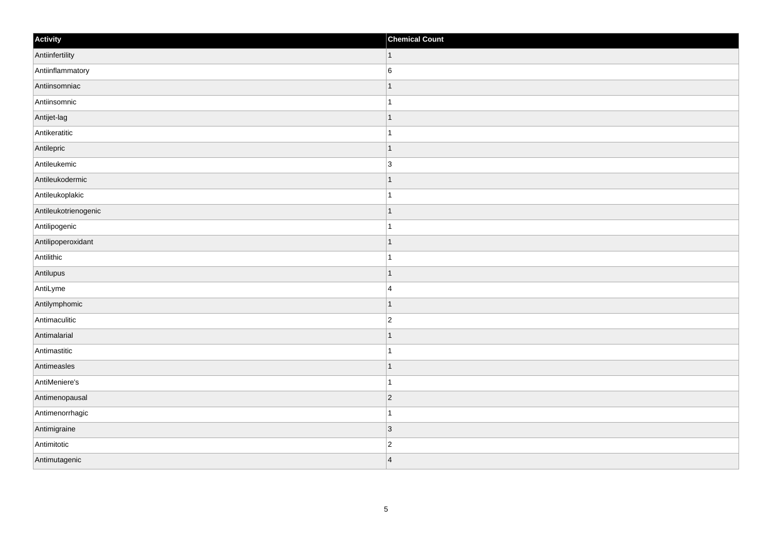| Activity | Chemical Count |
| --- | --- |
| Antiinfertility | 1 |
| Antiinflammatory | 6 |
| Antiinsomniac | 1 |
| Antiinsomnic | 1 |
| Antijet-lag | 1 |
| Antikeratitic | 1 |
| Antilepric | 1 |
| Antileukemic | 3 |
| Antileukodermic | 1 |
| Antileukoplakic | 1 |
| Antileukotrienogenic | 1 |
| Antilipogenic | 1 |
| Antilipoperoxidant | 1 |
| Antilithic | 1 |
| Antilupus | 1 |
| AntiLyme | 4 |
| Antilymphomic | 1 |
| Antimaculitic | 2 |
| Antimalarial | 1 |
| Antimastitic | 1 |
| Antimeasles | 1 |
| AntiMeniere's | 1 |
| Antimenopausal | 2 |
| Antimenorrhagic | 1 |
| Antimigraine | 3 |
| Antimitotic | 2 |
| Antimutagenic | 4 |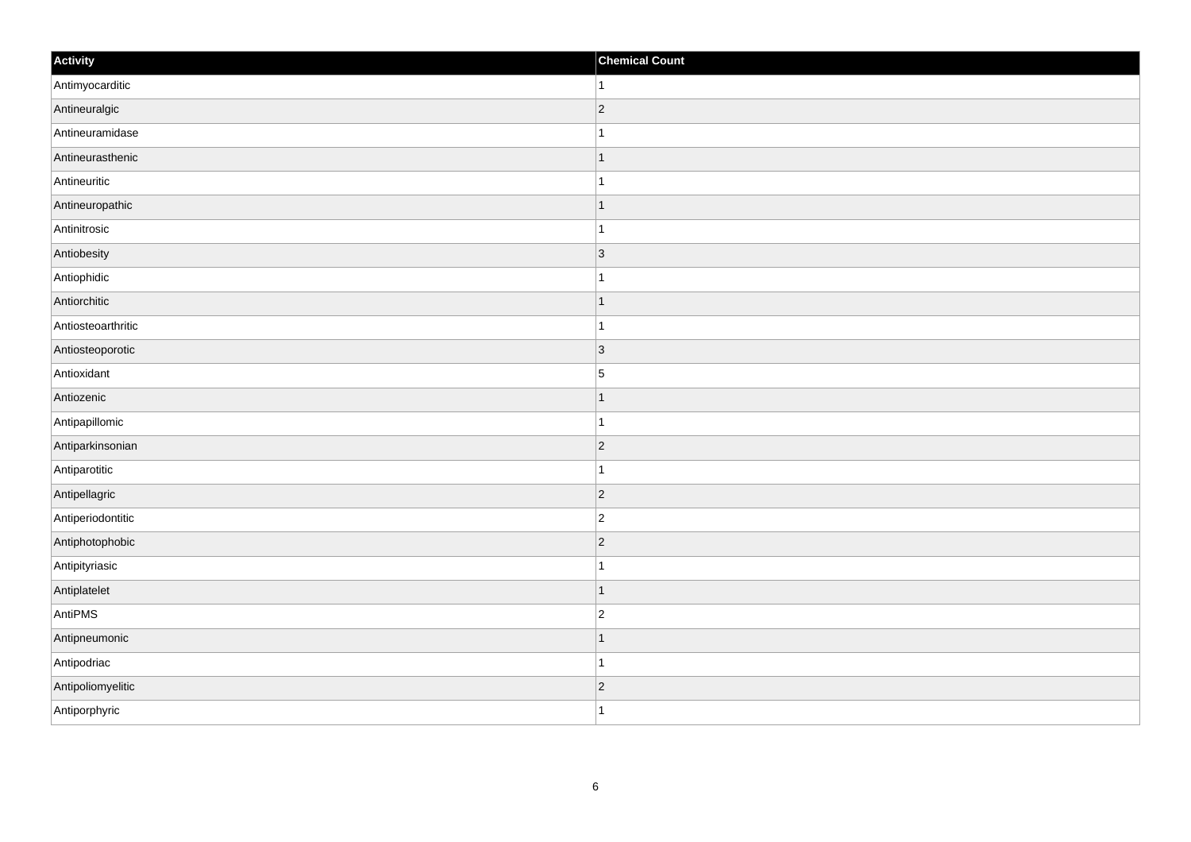| Activity | Chemical Count |
| --- | --- |
| Antimyocarditic | 1 |
| Antineuralgic | 2 |
| Antineuramidase | 1 |
| Antineurasthenic | 1 |
| Antineuritic | 1 |
| Antineuropathic | 1 |
| Antinitrosic | 1 |
| Antiobesity | 3 |
| Antiophidic | 1 |
| Antiorchitic | 1 |
| Antiosteoarthritic | 1 |
| Antiosteoporotic | 3 |
| Antioxidant | 5 |
| Antiozenic | 1 |
| Antipapillomic | 1 |
| Antiparkinsonian | 2 |
| Antiparotitic | 1 |
| Antipellagric | 2 |
| Antiperiodontitic | 2 |
| Antiphotophobic | 2 |
| Antipityriasic | 1 |
| Antiplatelet | 1 |
| AntiPMS | 2 |
| Antipneumonic | 1 |
| Antipodriac | 1 |
| Antipoliomyelitic | 2 |
| Antiporphyric | 1 |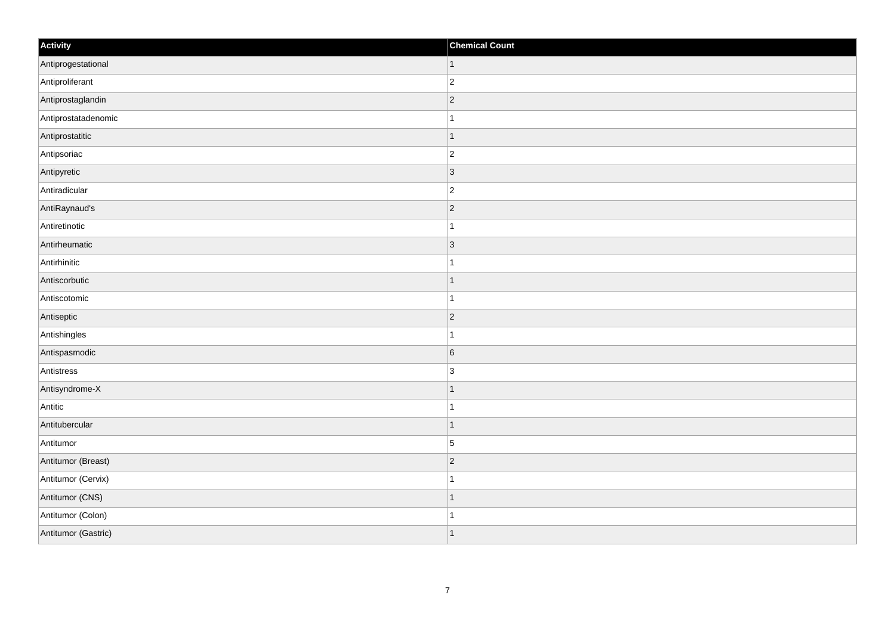| Activity | Chemical Count |
| --- | --- |
| Antiprogestational | 1 |
| Antiproliferant | 2 |
| Antiprostaglandin | 2 |
| Antiprostatadenomic | 1 |
| Antiprostatitic | 1 |
| Antipsoriac | 2 |
| Antipyretic | 3 |
| Antiradicular | 2 |
| AntiRaynaud's | 2 |
| Antiretinotic | 1 |
| Antirheumatic | 3 |
| Antirhinitic | 1 |
| Antiscorbutic | 1 |
| Antiscotomic | 1 |
| Antiseptic | 2 |
| Antishingles | 1 |
| Antispasmodic | 6 |
| Antistress | 3 |
| Antisyndrome-X | 1 |
| Antitic | 1 |
| Antitubercular | 1 |
| Antitumor | 5 |
| Antitumor (Breast) | 2 |
| Antitumor (Cervix) | 1 |
| Antitumor (CNS) | 1 |
| Antitumor (Colon) | 1 |
| Antitumor (Gastric) | 1 |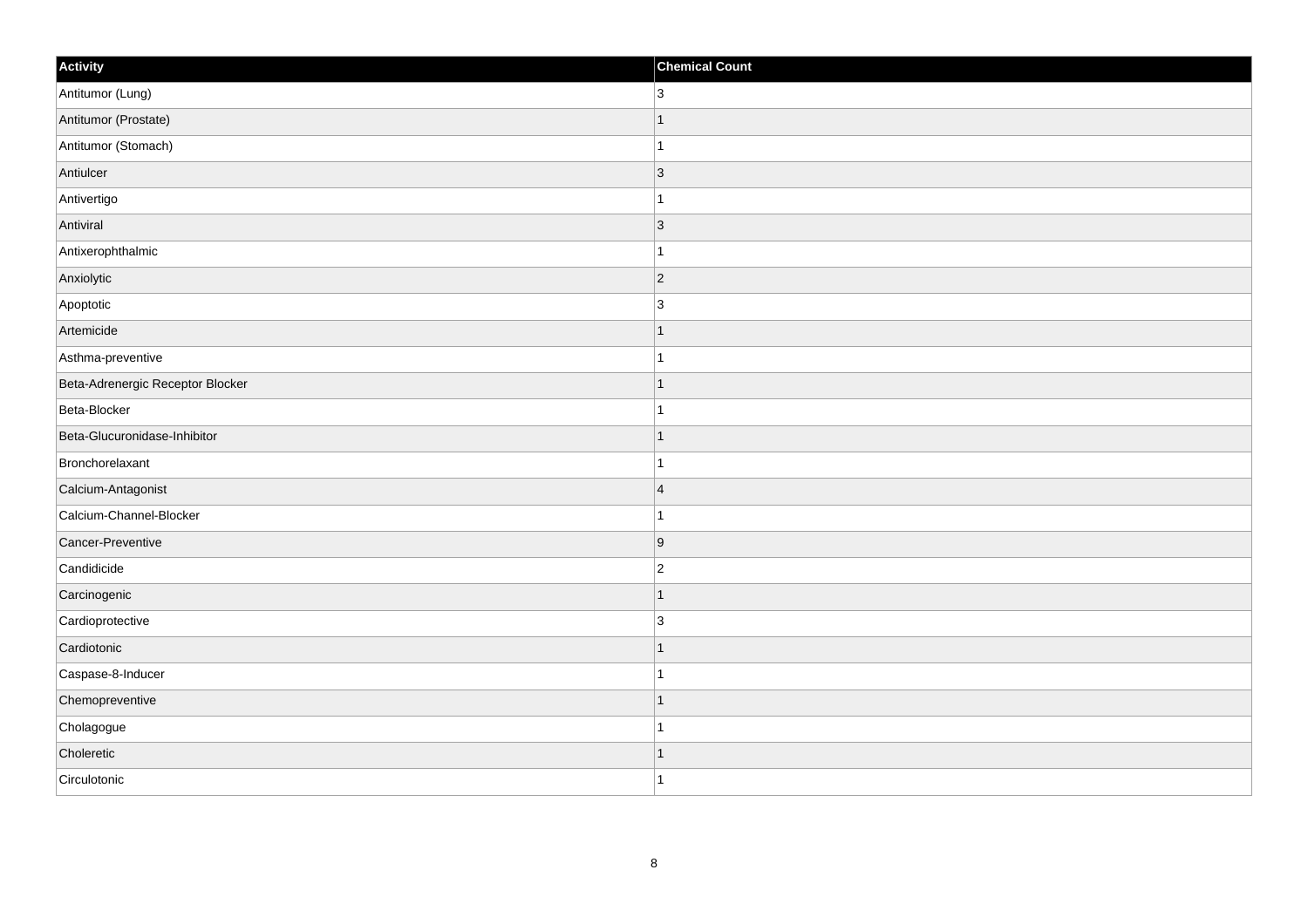| Activity | Chemical Count |
| --- | --- |
| Antitumor (Lung) | 3 |
| Antitumor (Prostate) | 1 |
| Antitumor (Stomach) | 1 |
| Antiulcer | 3 |
| Antivertigo | 1 |
| Antiviral | 3 |
| Antixerophthalmic | 1 |
| Anxiolytic | 2 |
| Apoptotic | 3 |
| Artemicide | 1 |
| Asthma-preventive | 1 |
| Beta-Adrenergic Receptor Blocker | 1 |
| Beta-Blocker | 1 |
| Beta-Glucuronidase-Inhibitor | 1 |
| Bronchorelaxant | 1 |
| Calcium-Antagonist | 4 |
| Calcium-Channel-Blocker | 1 |
| Cancer-Preventive | 9 |
| Candidicide | 2 |
| Carcinogenic | 1 |
| Cardioprotective | 3 |
| Cardiotonic | 1 |
| Caspase-8-Inducer | 1 |
| Chemopreventive | 1 |
| Cholagogue | 1 |
| Choleretic | 1 |
| Circulotonic | 1 |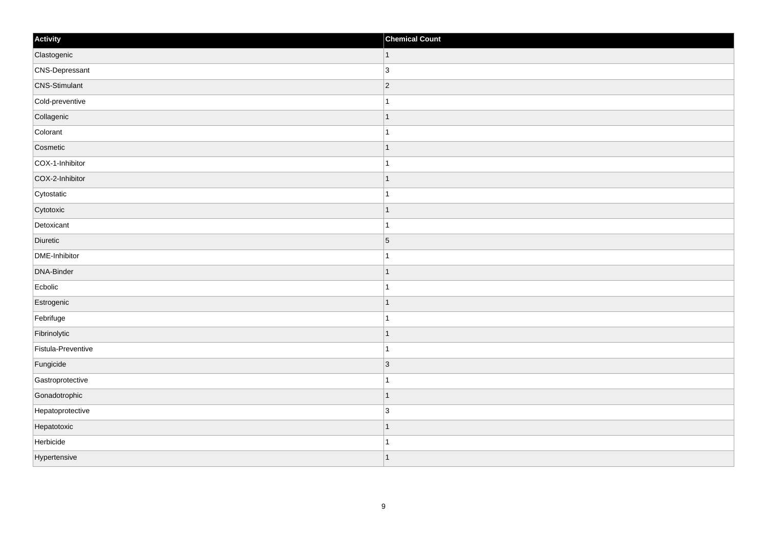| Activity | Chemical Count |
| --- | --- |
| Clastogenic | 1 |
| CNS-Depressant | 3 |
| CNS-Stimulant | 2 |
| Cold-preventive | 1 |
| Collagenic | 1 |
| Colorant | 1 |
| Cosmetic | 1 |
| COX-1-Inhibitor | 1 |
| COX-2-Inhibitor | 1 |
| Cytostatic | 1 |
| Cytotoxic | 1 |
| Detoxicant | 1 |
| Diuretic | 5 |
| DME-Inhibitor | 1 |
| DNA-Binder | 1 |
| Ecbolic | 1 |
| Estrogenic | 1 |
| Febrifuge | 1 |
| Fibrinolytic | 1 |
| Fistula-Preventive | 1 |
| Fungicide | 3 |
| Gastroprotective | 1 |
| Gonadotrophic | 1 |
| Hepatoprotective | 3 |
| Hepatotoxic | 1 |
| Herbicide | 1 |
| Hypertensive | 1 |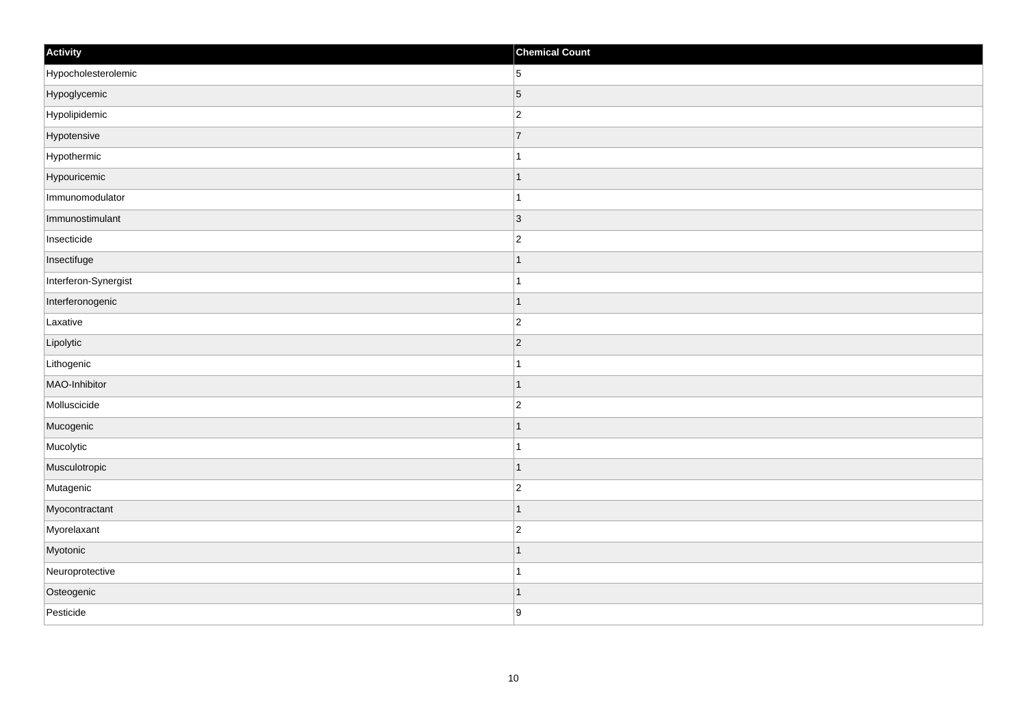| Activity | Chemical Count |
| --- | --- |
| Hypocholesterolemic | 5 |
| Hypoglycemic | 5 |
| Hypolipidemic | 2 |
| Hypotensive | 7 |
| Hypothermic | 1 |
| Hypouricemic | 1 |
| Immunomodulator | 1 |
| Immunostimulant | 3 |
| Insecticide | 2 |
| Insectifuge | 1 |
| Interferon-Synergist | 1 |
| Interferonogenic | 1 |
| Laxative | 2 |
| Lipolytic | 2 |
| Lithogenic | 1 |
| MAO-Inhibitor | 1 |
| Molluscicide | 2 |
| Mucogenic | 1 |
| Mucolytic | 1 |
| Musculotropic | 1 |
| Mutagenic | 2 |
| Myocontractant | 1 |
| Myorelaxant | 2 |
| Myotonic | 1 |
| Neuroprotective | 1 |
| Osteogenic | 1 |
| Pesticide | 9 |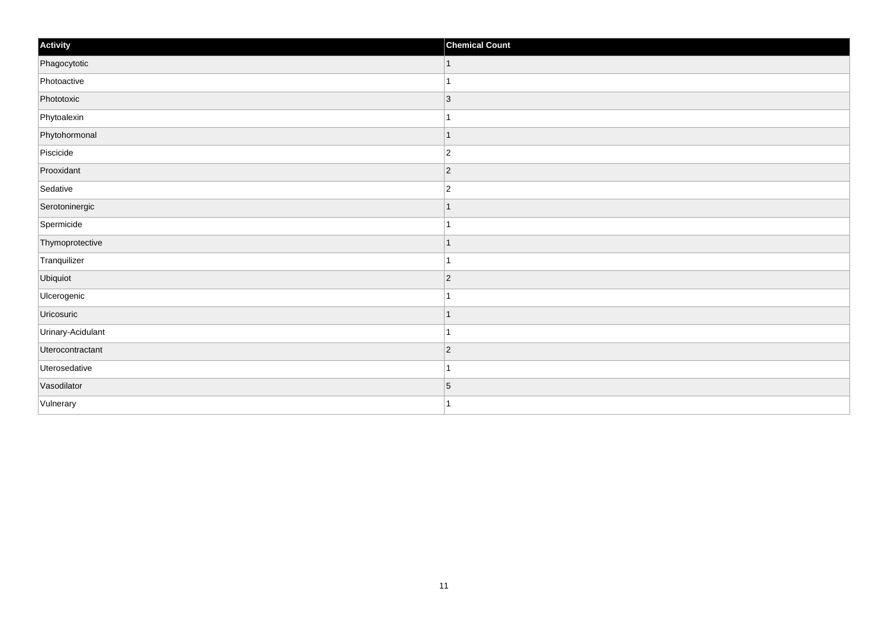| Activity | Chemical Count |
| --- | --- |
| Phagocytotic | 1 |
| Photoactive | 1 |
| Phototoxic | 3 |
| Phytoalexin | 1 |
| Phytohormonal | 1 |
| Piscicide | 2 |
| Prooxidant | 2 |
| Sedative | 2 |
| Serotoninergic | 1 |
| Spermicide | 1 |
| Thymoprotective | 1 |
| Tranquilizer | 1 |
| Ubiquiot | 2 |
| Ulcerogenic | 1 |
| Uricosuric | 1 |
| Urinary-Acidulant | 1 |
| Uterocontractant | 2 |
| Uterosedative | 1 |
| Vasodilator | 5 |
| Vulnerary | 1 |